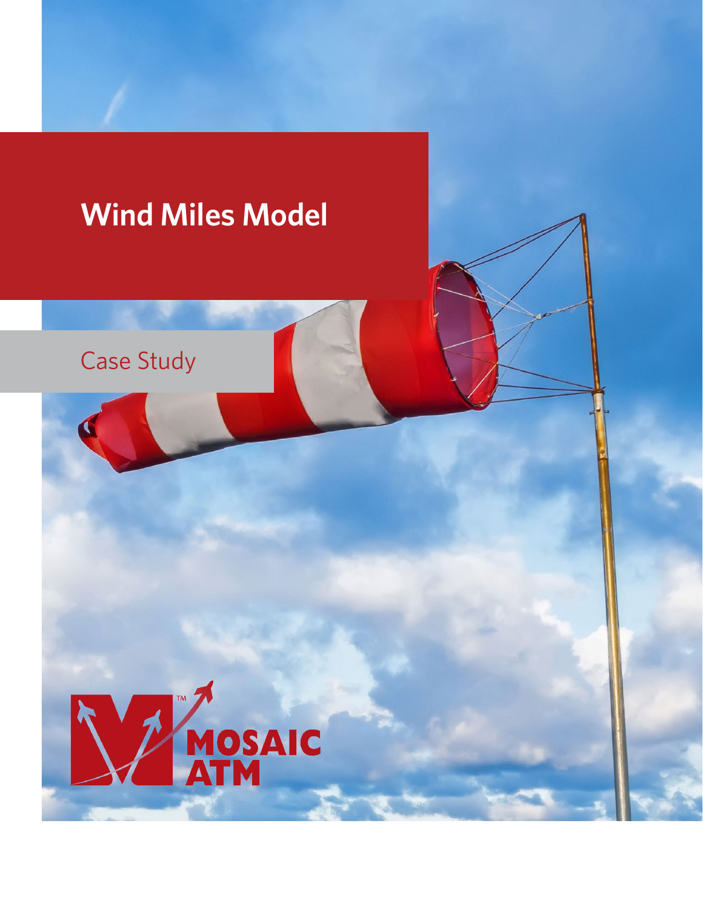# Wind Miles Model

Case Study

MOSAIC ATM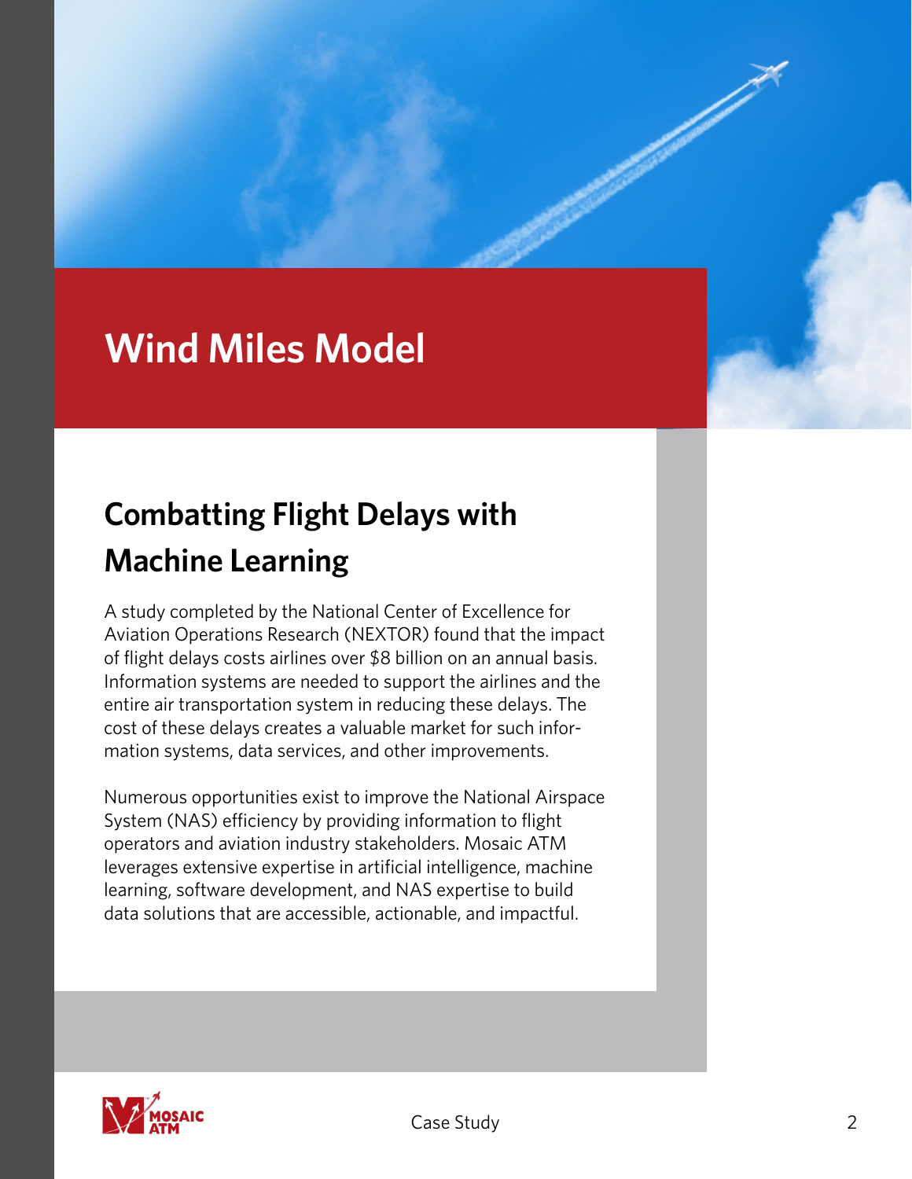# Wind Miles Model

## Combatting Flight Delays with Machine Learning

A study completed by the National Center of Excellence for Aviation Operations Research (NEXTOR) found that the impact of flight delays costs airlines over $8 billion on an annual basis. Information systems are needed to support the airlines and the entire air transportation system in reducing these delays. The cost of these delays creates a valuable market for such information systems, data services, and other improvements.

Numerous opportunities exist to improve the National Airspace System (NAS) efficiency by providing information to flight operators and aviation industry stakeholders. Mosaic ATM leverages extensive expertise in artificial intelligence, machine learning, software development, and NAS expertise to build data solutions that are accessible, actionable, and impactful.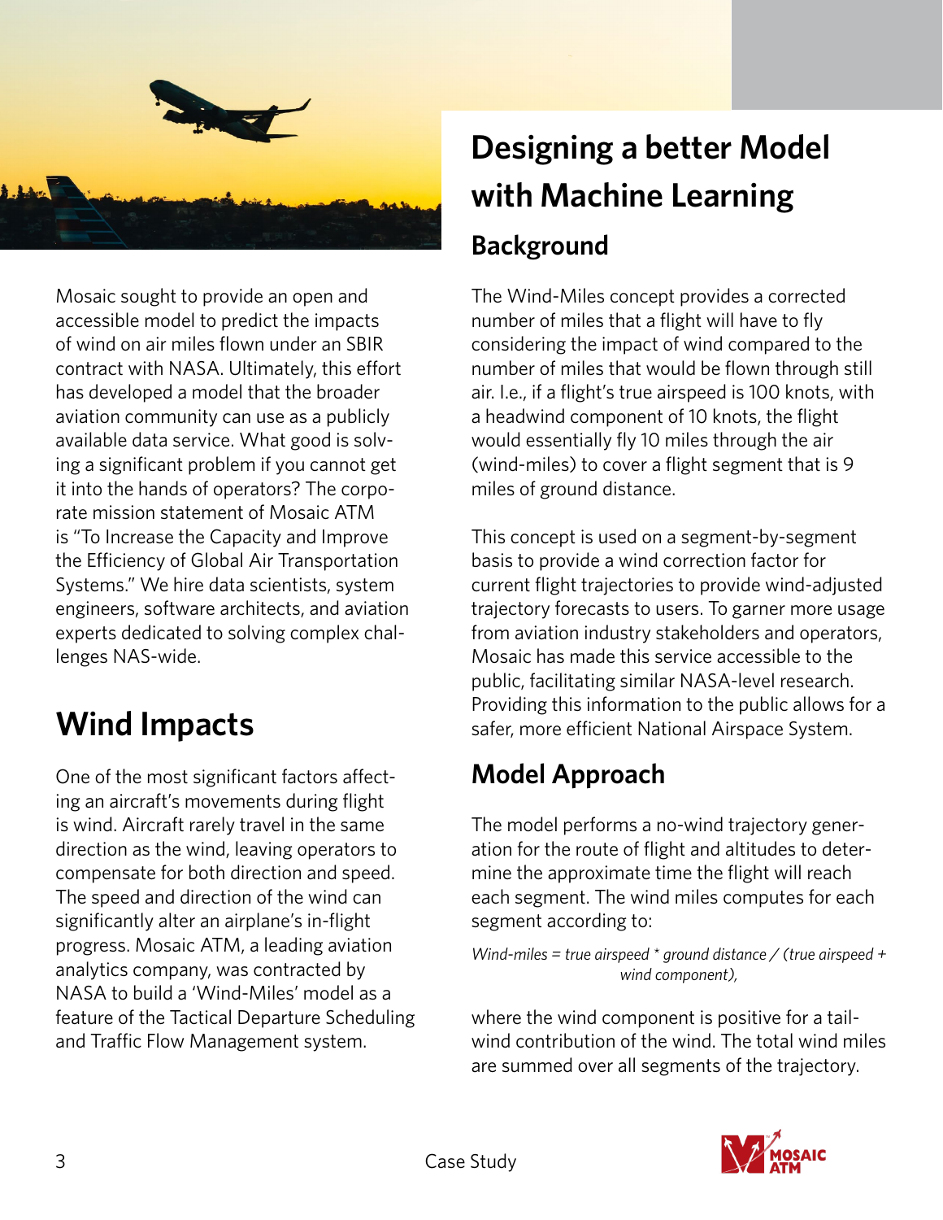Mosaic sought to provide an open and accessible model to predict the impacts of wind on air miles flown under an SBIR contract with NASA. Ultimately, this effort has developed a model that the broader aviation community can use as a publicly available data service. What good is solving a significant problem if you cannot get it into the hands of operators? The corporate mission statement of Mosaic ATM is "To Increase the Capacity and Improve the Efficiency of Global Air Transportation Systems." We hire data scientists, system engineers, software architects, and aviation experts dedicated to solving complex challenges NAS-wide.

# Wind Impacts

One of the most significant factors affecting an aircraft's movements during flight is wind. Aircraft rarely travel in the same direction as the wind, leaving operators to compensate for both direction and speed. The speed and direction of the wind can significantly alter an airplane's in-flight progress. Mosaic ATM, a leading aviation analytics company, was contracted by NASA to build a 'Wind-Miles' model as a feature of the Tactical Departure Scheduling and Traffic Flow Management system.

# Designing a better Model with Machine Learning

## Background

The Wind-Miles concept provides a corrected number of miles that a flight will have to fly considering the impact of wind compared to the number of miles that would be flown through still air. I.e., if a flight's true airspeed is 100 knots, with a headwind component of 10 knots, the flight would essentially fly 10 miles through the air (wind-miles) to cover a flight segment that is 9 miles of ground distance.

This concept is used on a segment-by-segment basis to provide a wind correction factor for current flight trajectories to provide wind-adjusted trajectory forecasts to users. To garner more usage from aviation industry stakeholders and operators, Mosaic has made this service accessible to the public, facilitating similar NASA-level research. Providing this information to the public allows for a safer, more efficient National Airspace System.

## Model Approach

The model performs a no-wind trajectory generation for the route of flight and altitudes to determine the approximate time the flight will reach each segment. The wind miles computes for each segment according to:

$$\text{Wind-miles} = \text{true airspeed} * \text{ground distance} / (\text{true airspeed} + \text{wind component}),$$

where the wind component is positive for a tailwind contribution of the wind. The total wind miles are summed over all segments of the trajectory.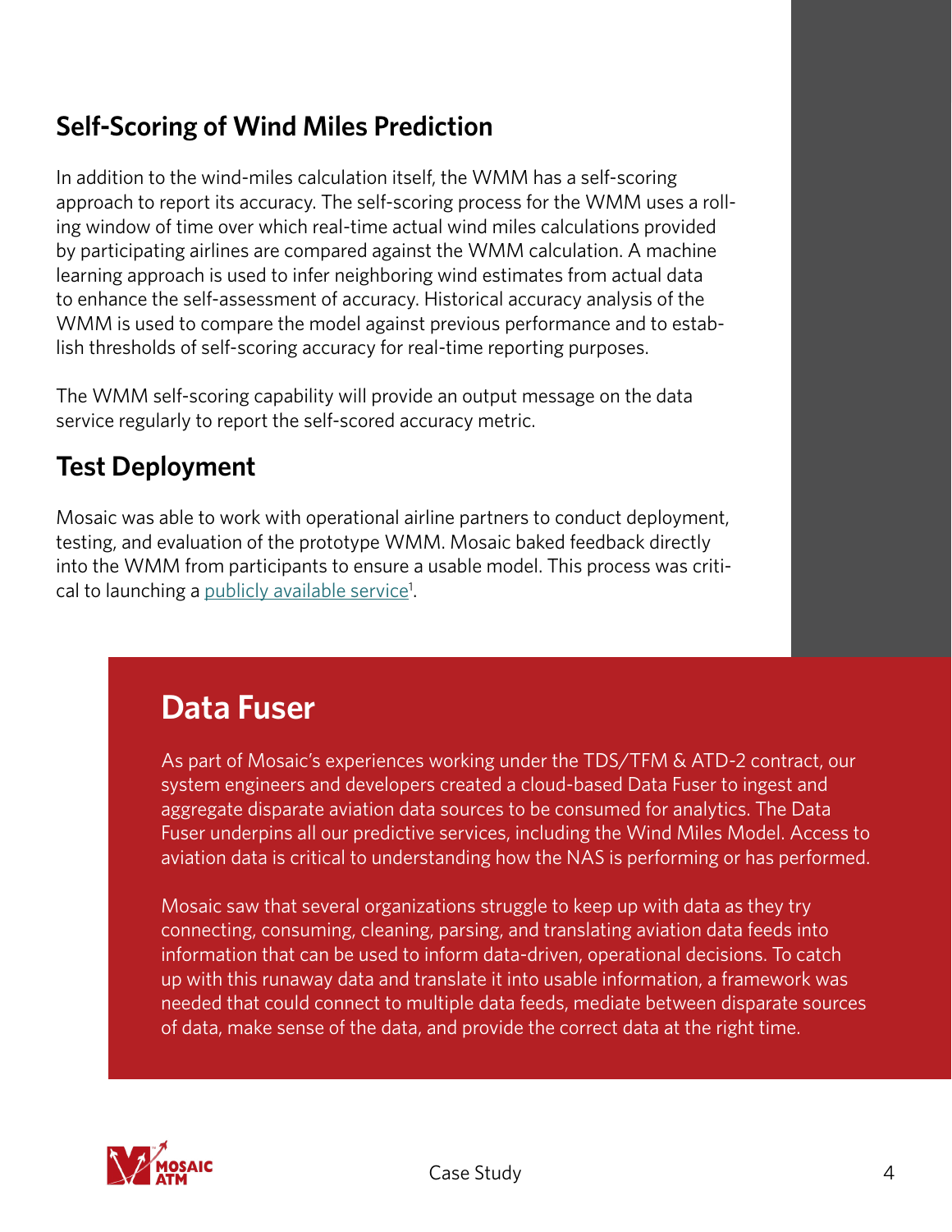## Self-Scoring of Wind Miles Prediction

In addition to the wind-miles calculation itself, the WMM has a self-scoring approach to report its accuracy. The self-scoring process for the WMM uses a rolling window of time over which real-time actual wind miles calculations provided by participating airlines are compared against the WMM calculation. A machine learning approach is used to infer neighboring wind estimates from actual data to enhance the self-assessment of accuracy. Historical accuracy analysis of the WMM is used to compare the model against previous performance and to establish thresholds of self-scoring accuracy for real-time reporting purposes.

The WMM self-scoring capability will provide an output message on the data service regularly to report the self-scored accuracy metric.

## Test Deployment

Mosaic was able to work with operational airline partners to conduct deployment, testing, and evaluation of the prototype WMM. Mosaic baked feedback directly into the WMM from participants to ensure a usable model. This process was critical to launching a publicly available service[1].

## Data Fuser

As part of Mosaic's experiences working under the TDS/TFM & ATD-2 contract, our system engineers and developers created a cloud-based Data Fuser to ingest and aggregate disparate aviation data sources to be consumed for analytics. The Data Fuser underpins all our predictive services, including the Wind Miles Model. Access to aviation data is critical to understanding how the NAS is performing or has performed.

Mosaic saw that several organizations struggle to keep up with data as they try connecting, consuming, cleaning, parsing, and translating aviation data feeds into information that can be used to inform data-driven, operational decisions. To catch up with this runaway data and translate it into usable information, a framework was needed that could connect to multiple data feeds, mediate between disparate sources of data, make sense of the data, and provide the correct data at the right time.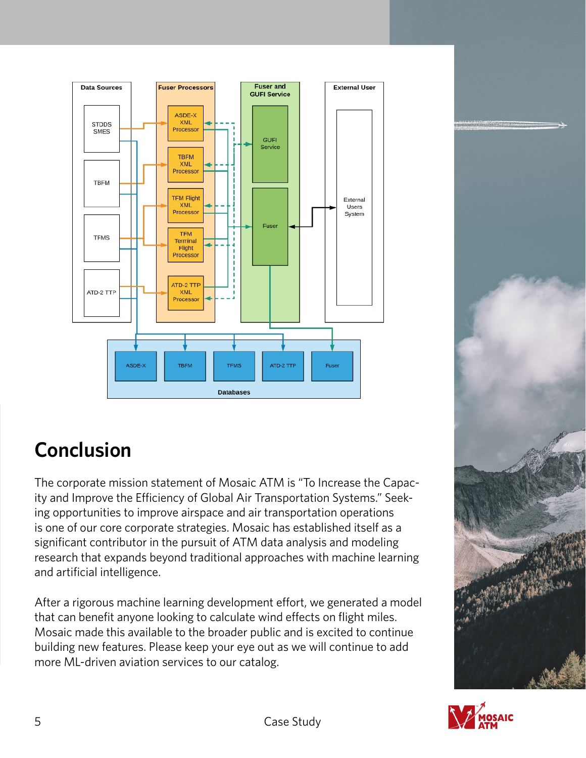## Conclusion

The corporate mission statement of Mosaic ATM is "To Increase the Capacity and Improve the Efficiency of Global Air Transportation Systems." Seeking opportunities to improve airspace and air transportation operations is one of our core corporate strategies. Mosaic has established itself as a significant contributor in the pursuit of ATM data analysis and modeling research that expands beyond traditional approaches with machine learning and artificial intelligence.

After a rigorous machine learning development effort, we generated a model that can benefit anyone looking to calculate wind effects on flight miles. Mosaic made this available to the broader public and is excited to continue building new features. Please keep your eye out as we will continue to add more ML-driven aviation services to our catalog.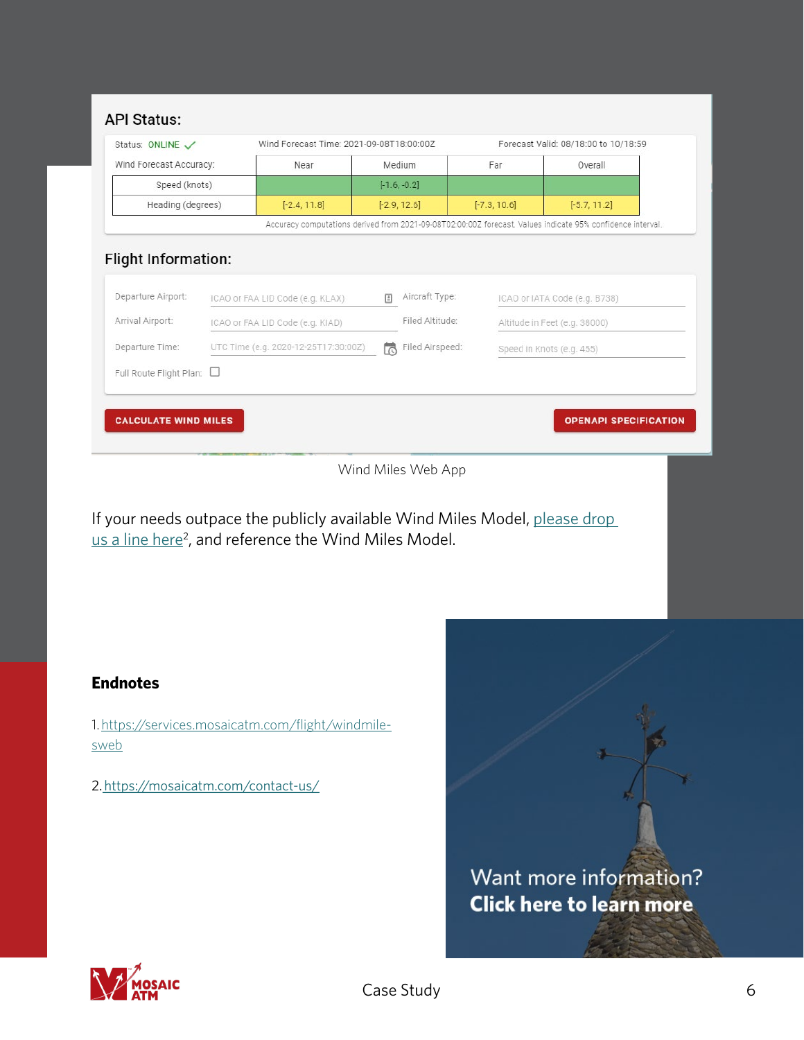## API Status:

Status: ONLINE ✓ Wind Forecast Time: 2021-09-08T18:00:00Z Forecast Valid: 08/18:00 to 10/18:59

| Wind Forecast Accuracy: | Near | Medium | Far | Overall |
|---|---|---|---|---|
| Speed (knots) | | [-1.6, -0.2] | | |
| Heading (degrees) | [-2.4, 11.8] | [-2.9, 12.6] | [-7.3, 10.6] | [-5.7, 11.2] |

Accuracy computations derived from 2021-09-08T02:00:00Z forecast. Values indicate 95% confidence interval.

## Flight Information:

| | | | |
|---|---|---|---|
| Departure Airport: | ICAO or FAA LID Code (e.g. KLAX) | Aircraft Type: | ICAO or IATA Code (e.g. B738) |
| Arrival Airport: | ICAO or FAA LID Code (e.g. KIAD) | Filed Altitude: | Altitude in Feet (e.g. 38000) |
| Departure Time: | UTC Time (e.g. 2020-12-25T17:30:00Z) | Filed Airspeed: | Speed in Knots (e.g. 455) |
| Full Route Flight Plan: ☐ | | | |

CALCULATE WIND MILES OPENAPI SPECIFICATION

Wind Miles Web App

If your needs outpace the publicly available Wind Miles Model, please drop us a line here[2], and reference the Wind Miles Model.

**Endnotes**

1. https://services.mosaicatm.com/flight/windmile-sweb

2. https://mosaicatm.com/contact-us/

Want more information?
**Click here to learn more**